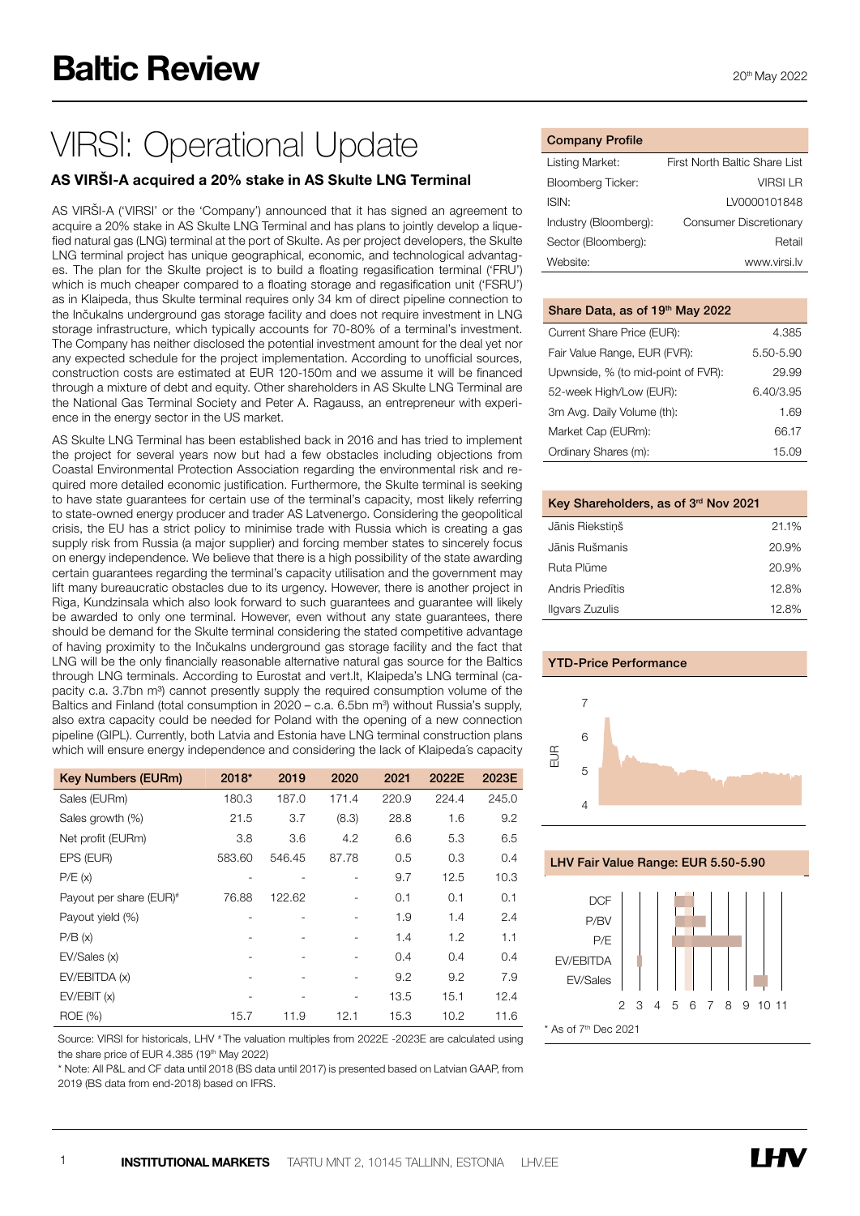# Baltic Review

20th May 2022

## VIRSI: Operational Update

### AS VIRŠI-A acquired a 20% stake in AS Skulte LNG Terminal

AS VIRŠI-A ('VIRSI' or the 'Company') announced that it has signed an agreement to acquire a 20% stake in AS Skulte LNG Terminal and has plans to jointly develop a liquefied natural gas (LNG) terminal at the port of Skulte. As per project developers, the Skulte LNG terminal project has unique geographical, economic, and technological advantages. The plan for the Skulte project is to build a floating regasification terminal ('FRU') which is much cheaper compared to a floating storage and regasification unit ('FSRU') as in Klaipeda, thus Skulte terminal requires only 34 km of direct pipeline connection to the Inčukalns underground gas storage facility and does not require investment in LNG storage infrastructure, which typically accounts for 70-80% of a terminal's investment. The Company has neither disclosed the potential investment amount for the deal yet nor any expected schedule for the project implementation. According to unofficial sources, construction costs are estimated at EUR 120-150m and we assume it will be financed through a mixture of debt and equity. Other shareholders in AS Skulte LNG Terminal are the National Gas Terminal Society and Peter A. Ragauss, an entrepreneur with experience in the energy sector in the US market.

AS Skulte LNG Terminal has been established back in 2016 and has tried to implement the project for several years now but had a few obstacles including objections from Coastal Environmental Protection Association regarding the environmental risk and required more detailed economic justification. Furthermore, the Skulte terminal is seeking to have state guarantees for certain use of the terminal's capacity, most likely referring to state-owned energy producer and trader AS Latvenergo. Considering the geopolitical crisis, the EU has a strict policy to minimise trade with Russia which is creating a gas supply risk from Russia (a major supplier) and forcing member states to sincerely focus on energy independence. We believe that there is a high possibility of the state awarding certain guarantees regarding the terminal's capacity utilisation and the government may lift many bureaucratic obstacles due to its urgency. However, there is another project in Riga, Kundzinsala which also look forward to such guarantees and guarantee will likely be awarded to only one terminal. However, even without any state guarantees, there should be demand for the Skulte terminal considering the stated competitive advantage of having proximity to the Inčukalns underground gas storage facility and the fact that LNG will be the only financially reasonable alternative natural gas source for the Baltics through LNG terminals. According to Eurostat and vert.lt, Klaipeda's LNG terminal (capacity c.a. 3.7bn $m^3$) cannot presently supply the required consumption volume of the Baltics and Finland (total consumption in 2020 – c.a. 6.5bn $m^3$) without Russia's supply, also extra capacity could be needed for Poland with the opening of a new connection pipeline (GIPL). Currently, both Latvia and Estonia have LNG terminal construction plans which will ensure energy independence and considering the lack of Klaipeda's capacity

| Key Numbers (EURm) | 2018* | 2019 | 2020 | 2021 | 2022E | 2023E |
|---|---|---|---|---|---|---|
| Sales (EURm) | 180.3 | 187.0 | 171.4 | 220.9 | 224.4 | 245.0 |
| Sales growth (%) | 21.5 | 3.7 | (8.3) | 28.8 | 1.6 | 9.2 |
| Net profit (EURm) | 3.8 | 3.6 | 4.2 | 6.6 | 5.3 | 6.5 |
| EPS (EUR) | 583.60 | 546.45 | 87.78 | 0.5 | 0.3 | 0.4 |
| P/E (x) | - | - | - | 9.7 | 12.5 | 10.3 |
| Payout per share (EUR)# | 76.88 | 122.62 | - | 0.1 | 0.1 | 0.1 |
| Payout yield (%) | - | - | - | 1.9 | 1.4 | 2.4 |
| P/B (x) | - | - | - | 1.4 | 1.2 | 1.1 |
| EV/Sales (x) | - | - | - | 0.4 | 0.4 | 0.4 |
| EV/EBITDA (x) | - | - | - | 9.2 | 9.2 | 7.9 |
| EV/EBIT (x) | - | - | - | 13.5 | 15.1 | 12.4 |
| ROE (%) | 15.7 | 11.9 | 12.1 | 15.3 | 10.2 | 11.6 |

Source: VIRSI for historicals, LHV # The valuation multiples from 2022E -2023E are calculated using the share price of EUR 4.385 (19th May 2022)

* Note: All P&L and CF data until 2018 (BS data until 2017) is presented based on Latvian GAAP, from 2019 (BS data from end-2018) based on IFRS.

| Company Profile | |
|---|---|
| Listing Market: | First North Baltic Share List |
| Bloomberg Ticker: | VIRSI LR |
| ISIN: | LV0000101848 |
| Industry (Bloomberg): | Consumer Discretionary |
| Sector (Bloomberg): | Retail |
| Website: | www.virsi.lv |

| Share Data, as of 19th May 2022 | |
|---|---|
| Current Share Price (EUR): | 4.385 |
| Fair Value Range, EUR (FVR): | 5.50-5.90 |
| Upwside, % (to mid-point of FVR): | 29.99 |
| 52-week High/Low (EUR): | 6.40/3.95 |
| 3m Avg. Daily Volume (th): | 1.69 |
| Market Cap (EURm): | 66.17 |
| Ordinary Shares (m): | 15.09 |

| Key Shareholders, as of 3rd Nov 2021 | |
|---|---|
| Jānis Riekstiņš | 21.1% |
| Jānis Rušmanis | 20.9% |
| Ruta Plūme | 20.9% |
| Andris Priedītis | 12.8% |
| Ilgvars Zuzulis | 12.8% |

**YTD-Price Performance**

EUR
7
6
5
4

**LHV Fair Value Range: EUR 5.50-5.90**

DCF
P/BV
P/E
EV/EBITDA
EV/Sales
2 3 4 5 6 7 8 9 10 11

* As of 7th Dec 2021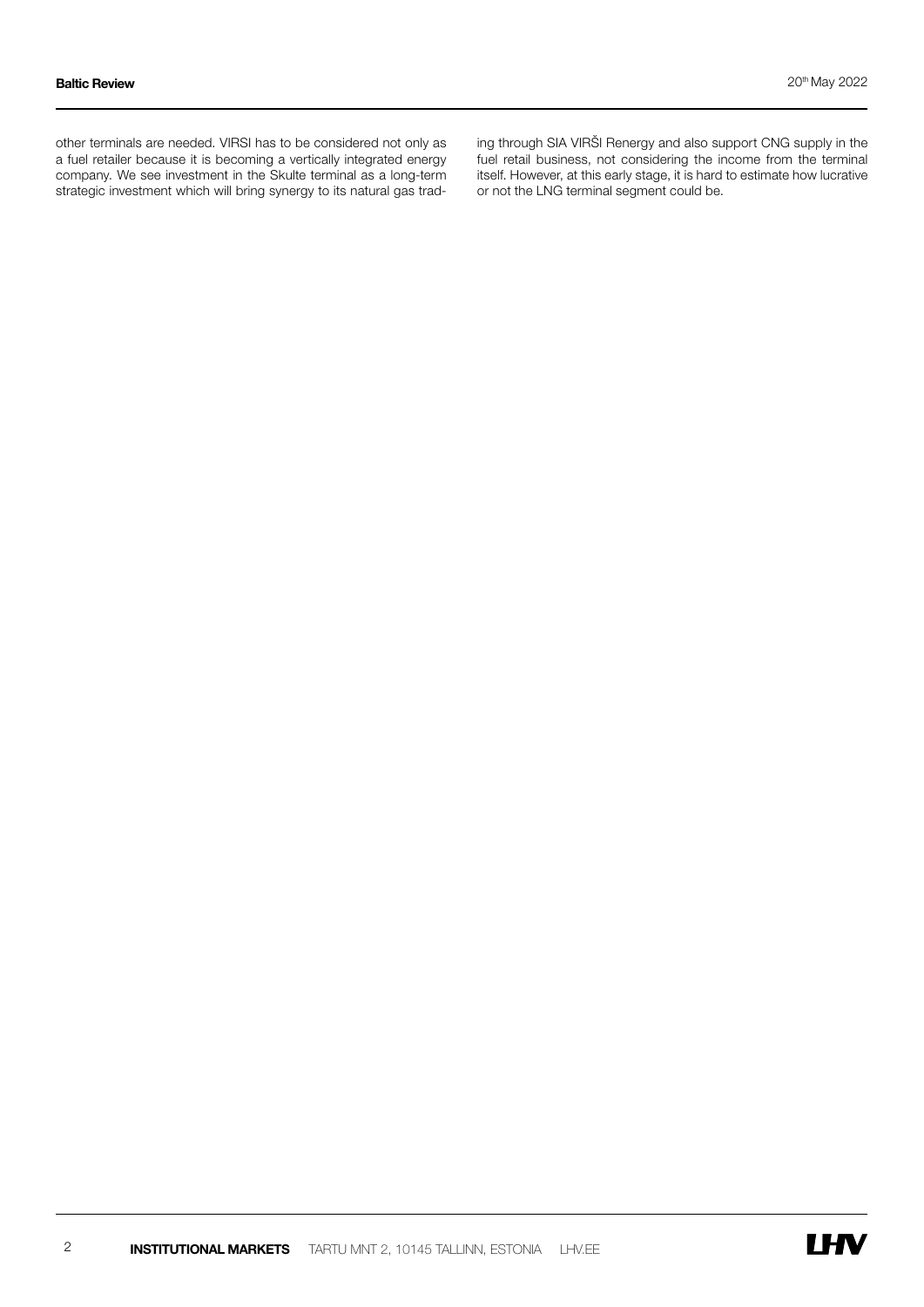other terminals are needed. VIRSI has to be considered not only as a fuel retailer because it is becoming a vertically integrated energy company. We see investment in the Skulte terminal as a long-term strategic investment which will bring synergy to its natural gas trading through SIA VIRŠI Renergy and also support CNG supply in the fuel retail business, not considering the income from the terminal itself. However, at this early stage, it is hard to estimate how lucrative or not the LNG terminal segment could be.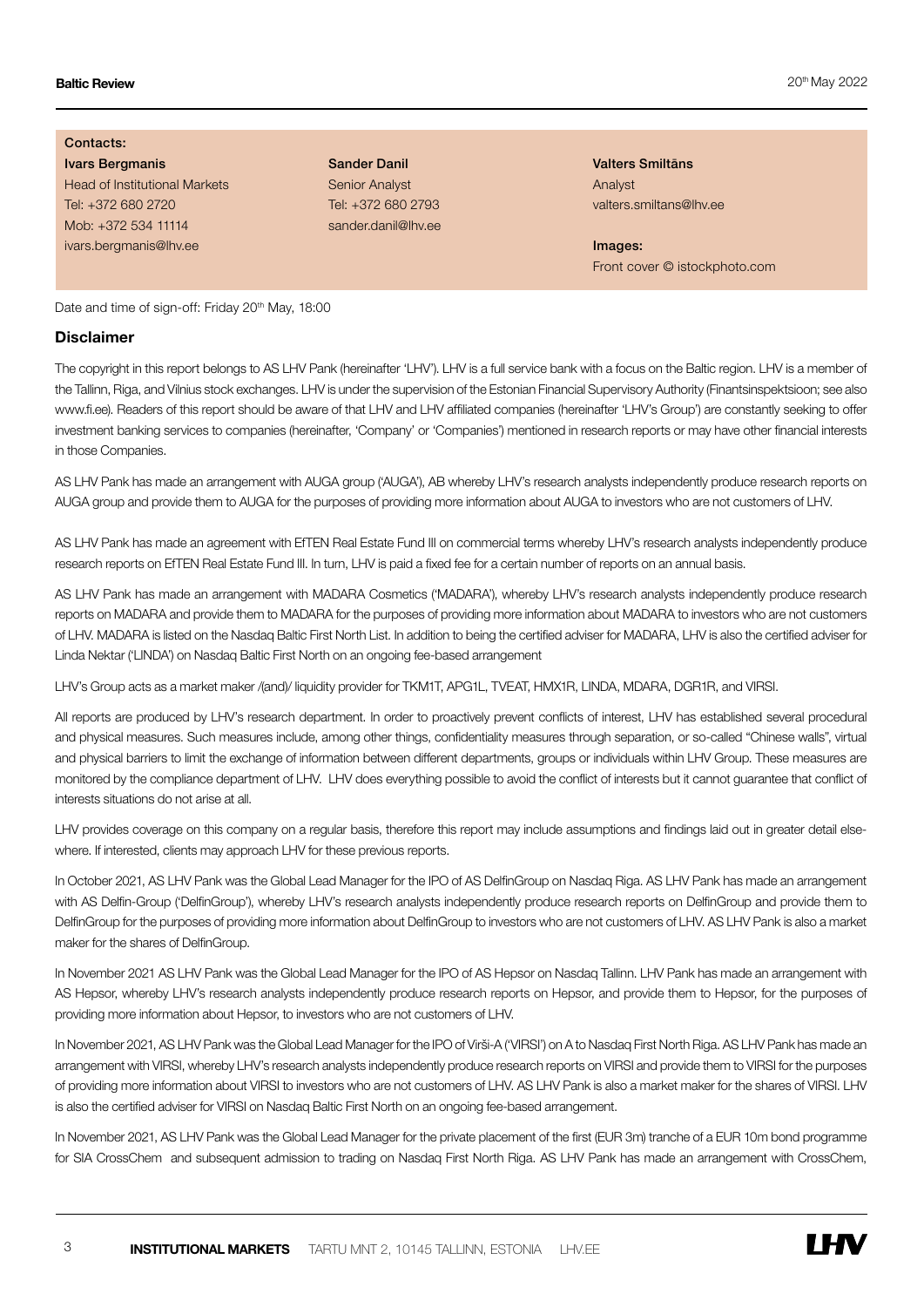**Contacts:**

**Ivars Bergmanis**
Head of Institutional Markets
Tel: +372 680 2720
Mob: +372 534 11114
ivars.bergmanis@lhv.ee

**Sander Danil**
Senior Analyst
Tel: +372 680 2793
sander.danil@lhv.ee

**Valters Smiltāns**
Analyst
valters.smiltans@lhv.ee

**Images:**
Front cover © istockphoto.com

Date and time of sign-off: Friday 20th May, 18:00

## Disclaimer

The copyright in this report belongs to AS LHV Pank (hereinafter 'LHV'). LHV is a full service bank with a focus on the Baltic region. LHV is a member of the Tallinn, Riga, and Vilnius stock exchanges. LHV is under the supervision of the Estonian Financial Supervisory Authority (Finantsinspektsioon; see also www.fi.ee). Readers of this report should be aware of that LHV and LHV affiliated companies (hereinafter 'LHV's Group') are constantly seeking to offer investment banking services to companies (hereinafter, 'Company' or 'Companies') mentioned in research reports or may have other financial interests in those Companies.

AS LHV Pank has made an arrangement with AUGA group ('AUGA'), AB whereby LHV's research analysts independently produce research reports on AUGA group and provide them to AUGA for the purposes of providing more information about AUGA to investors who are not customers of LHV.

AS LHV Pank has made an agreement with EfTEN Real Estate Fund III on commercial terms whereby LHV's research analysts independently produce research reports on EfTEN Real Estate Fund III. In turn, LHV is paid a fixed fee for a certain number of reports on an annual basis.

AS LHV Pank has made an arrangement with MADARA Cosmetics ('MADARA'), whereby LHV's research analysts independently produce research reports on MADARA and provide them to MADARA for the purposes of providing more information about MADARA to investors who are not customers of LHV. MADARA is listed on the Nasdaq Baltic First North List. In addition to being the certified adviser for MADARA, LHV is also the certified adviser for Linda Nektar ('LINDA') on Nasdaq Baltic First North on an ongoing fee-based arrangement

LHV's Group acts as a market maker /(and)/ liquidity provider for TKM1T, APG1L, TVEAT, HMX1R, LINDA, MDARA, DGR1R, and VIRSI.

All reports are produced by LHV's research department. In order to proactively prevent conflicts of interest, LHV has established several procedural and physical measures. Such measures include, among other things, confidentiality measures through separation, or so-called "Chinese walls", virtual and physical barriers to limit the exchange of information between different departments, groups or individuals within LHV Group. These measures are monitored by the compliance department of LHV. LHV does everything possible to avoid the conflict of interests but it cannot guarantee that conflict of interests situations do not arise at all.

LHV provides coverage on this company on a regular basis, therefore this report may include assumptions and findings laid out in greater detail elsewhere. If interested, clients may approach LHV for these previous reports.

In October 2021, AS LHV Pank was the Global Lead Manager for the IPO of AS DelfinGroup on Nasdaq Riga. AS LHV Pank has made an arrangement with AS Delfin-Group ('DelfinGroup'), whereby LHV's research analysts independently produce research reports on DelfinGroup and provide them to DelfinGroup for the purposes of providing more information about DelfinGroup to investors who are not customers of LHV. AS LHV Pank is also a market maker for the shares of DelfinGroup.

In November 2021 AS LHV Pank was the Global Lead Manager for the IPO of AS Hepsor on Nasdaq Tallinn. LHV Pank has made an arrangement with AS Hepsor, whereby LHV's research analysts independently produce research reports on Hepsor, and provide them to Hepsor, for the purposes of providing more information about Hepsor, to investors who are not customers of LHV.

In November 2021, AS LHV Pank was the Global Lead Manager for the IPO of Virši-A ('VIRSI') on A to Nasdaq First North Riga. AS LHV Pank has made an arrangement with VIRSI, whereby LHV's research analysts independently produce research reports on VIRSI and provide them to VIRSI for the purposes of providing more information about VIRSI to investors who are not customers of LHV. AS LHV Pank is also a market maker for the shares of VIRSI. LHV is also the certified adviser for VIRSI on Nasdaq Baltic First North on an ongoing fee-based arrangement.

In November 2021, AS LHV Pank was the Global Lead Manager for the private placement of the first (EUR 3m) tranche of a EUR 10m bond programme for SIA CrossChem and subsequent admission to trading on Nasdaq First North Riga. AS LHV Pank has made an arrangement with CrossChem,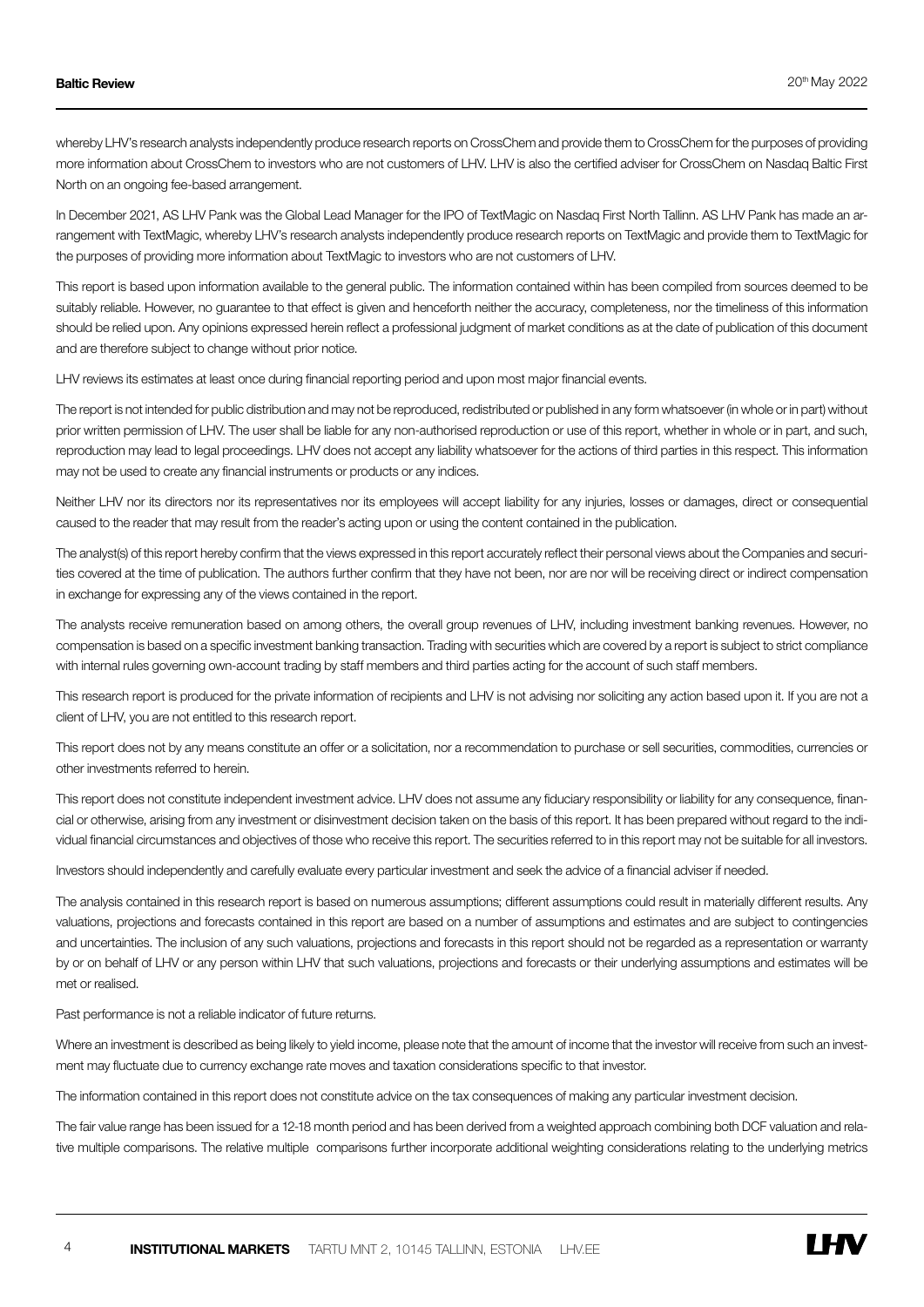whereby LHV's research analysts independently produce research reports on CrossChem and provide them to CrossChem for the purposes of providing more information about CrossChem to investors who are not customers of LHV. LHV is also the certified adviser for CrossChem on Nasdaq Baltic First North on an ongoing fee-based arrangement.

In December 2021, AS LHV Pank was the Global Lead Manager for the IPO of TextMagic on Nasdaq First North Tallinn. AS LHV Pank has made an arrangement with TextMagic, whereby LHV's research analysts independently produce research reports on TextMagic and provide them to TextMagic for the purposes of providing more information about TextMagic to investors who are not customers of LHV.

This report is based upon information available to the general public. The information contained within has been compiled from sources deemed to be suitably reliable. However, no guarantee to that effect is given and henceforth neither the accuracy, completeness, nor the timeliness of this information should be relied upon. Any opinions expressed herein reflect a professional judgment of market conditions as at the date of publication of this document and are therefore subject to change without prior notice.

LHV reviews its estimates at least once during financial reporting period and upon most major financial events.

The report is not intended for public distribution and may not be reproduced, redistributed or published in any form whatsoever (in whole or in part) without prior written permission of LHV. The user shall be liable for any non-authorised reproduction or use of this report, whether in whole or in part, and such, reproduction may lead to legal proceedings. LHV does not accept any liability whatsoever for the actions of third parties in this respect. This information may not be used to create any financial instruments or products or any indices.

Neither LHV nor its directors nor its representatives nor its employees will accept liability for any injuries, losses or damages, direct or consequential caused to the reader that may result from the reader's acting upon or using the content contained in the publication.

The analyst(s) of this report hereby confirm that the views expressed in this report accurately reflect their personal views about the Companies and securities covered at the time of publication. The authors further confirm that they have not been, nor are nor will be receiving direct or indirect compensation in exchange for expressing any of the views contained in the report.

The analysts receive remuneration based on among others, the overall group revenues of LHV, including investment banking revenues. However, no compensation is based on a specific investment banking transaction. Trading with securities which are covered by a report is subject to strict compliance with internal rules governing own-account trading by staff members and third parties acting for the account of such staff members.

This research report is produced for the private information of recipients and LHV is not advising nor soliciting any action based upon it. If you are not a client of LHV, you are not entitled to this research report.

This report does not by any means constitute an offer or a solicitation, nor a recommendation to purchase or sell securities, commodities, currencies or other investments referred to herein.

This report does not constitute independent investment advice. LHV does not assume any fiduciary responsibility or liability for any consequence, financial or otherwise, arising from any investment or disinvestment decision taken on the basis of this report. It has been prepared without regard to the individual financial circumstances and objectives of those who receive this report. The securities referred to in this report may not be suitable for all investors.

Investors should independently and carefully evaluate every particular investment and seek the advice of a financial adviser if needed.

The analysis contained in this research report is based on numerous assumptions; different assumptions could result in materially different results. Any valuations, projections and forecasts contained in this report are based on a number of assumptions and estimates and are subject to contingencies and uncertainties. The inclusion of any such valuations, projections and forecasts in this report should not be regarded as a representation or warranty by or on behalf of LHV or any person within LHV that such valuations, projections and forecasts or their underlying assumptions and estimates will be met or realised.

Past performance is not a reliable indicator of future returns.

Where an investment is described as being likely to yield income, please note that the amount of income that the investor will receive from such an investment may fluctuate due to currency exchange rate moves and taxation considerations specific to that investor.

The information contained in this report does not constitute advice on the tax consequences of making any particular investment decision.

The fair value range has been issued for a 12-18 month period and has been derived from a weighted approach combining both DCF valuation and relative multiple comparisons. The relative multiple comparisons further incorporate additional weighting considerations relating to the underlying metrics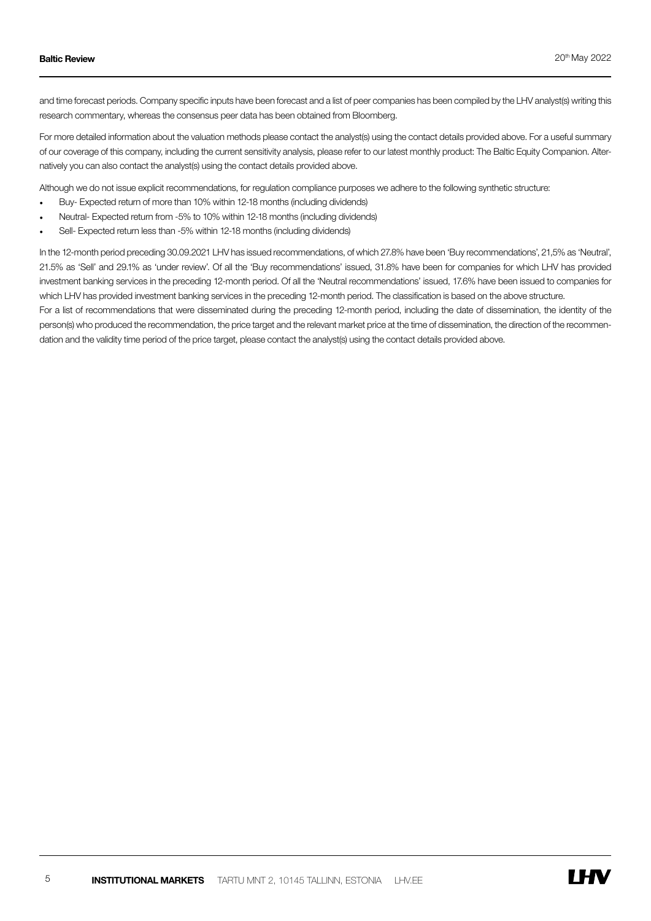and time forecast periods. Company specific inputs have been forecast and a list of peer companies has been compiled by the LHV analyst(s) writing this research commentary, whereas the consensus peer data has been obtained from Bloomberg.

For more detailed information about the valuation methods please contact the analyst(s) using the contact details provided above. For a useful summary of our coverage of this company, including the current sensitivity analysis, please refer to our latest monthly product: The Baltic Equity Companion. Alternatively you can also contact the analyst(s) using the contact details provided above.

Although we do not issue explicit recommendations, for regulation compliance purposes we adhere to the following synthetic structure:

- Buy- Expected return of more than 10% within 12-18 months (including dividends)
- Neutral- Expected return from -5% to 10% within 12-18 months (including dividends)
- Sell- Expected return less than -5% within 12-18 months (including dividends)

In the 12-month period preceding 30.09.2021 LHV has issued recommendations, of which 27.8% have been 'Buy recommendations', 21,5% as 'Neutral', 21.5% as 'Sell' and 29.1% as 'under review'. Of all the 'Buy recommendations' issued, 31.8% have been for companies for which LHV has provided investment banking services in the preceding 12-month period. Of all the 'Neutral recommendations' issued, 17.6% have been issued to companies for which LHV has provided investment banking services in the preceding 12-month period. The classification is based on the above structure.

For a list of recommendations that were disseminated during the preceding 12-month period, including the date of dissemination, the identity of the person(s) who produced the recommendation, the price target and the relevant market price at the time of dissemination, the direction of the recommendation and the validity time period of the price target, please contact the analyst(s) using the contact details provided above.